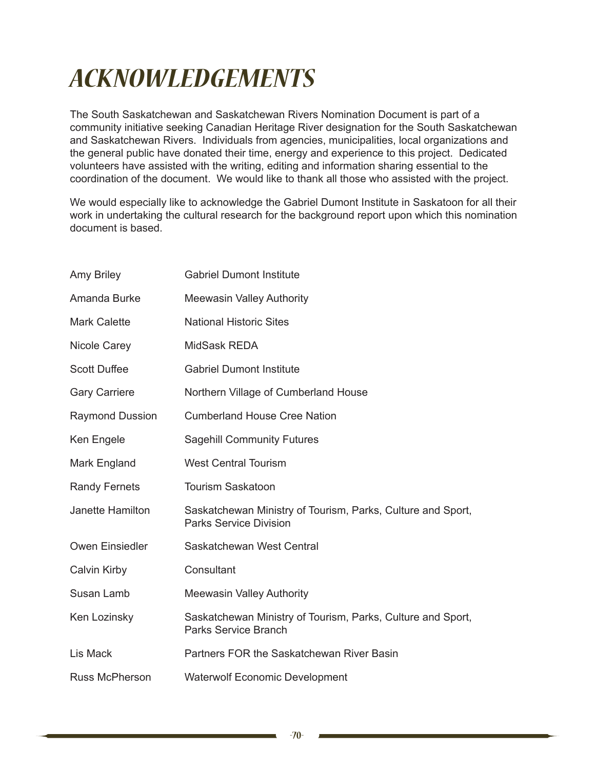# ACKNOWLEDGEMENTS

The South Saskatchewan and Saskatchewan Rivers Nomination Document is part of a community initiative seeking Canadian Heritage River designation for the South Saskatchewan and Saskatchewan Rivers. Individuals from agencies, municipalities, local organizations and the general public have donated their time, energy and experience to this project. Dedicated volunteers have assisted with the writing, editing and information sharing essential to the coordination of the document. We would like to thank all those who assisted with the project.

We would especially like to acknowledge the Gabriel Dumont Institute in Saskatoon for all their work in undertaking the cultural research for the background report upon which this nomination document is based.

| | |
|---|---|
| Amy Briley | Gabriel Dumont Institute |
| Amanda Burke | Meewasin Valley Authority |
| Mark Calette | National Historic Sites |
| Nicole Carey | MidSask REDA |
| Scott Duffee | Gabriel Dumont Institute |
| Gary Carriere | Northern Village of Cumberland House |
| Raymond Dussion | Cumberland House Cree Nation |
| Ken Engele | Sagehill Community Futures |
| Mark England | West Central Tourism |
| Randy Fernets | Tourism Saskatoon |
| Janette Hamilton | Saskatchewan Ministry of Tourism, Parks, Culture and Sport, Parks Service Division |
| Owen Einsiedler | Saskatchewan West Central |
| Calvin Kirby | Consultant |
| Susan Lamb | Meewasin Valley Authority |
| Ken Lozinsky | Saskatchewan Ministry of Tourism, Parks, Culture and Sport, Parks Service Branch |
| Lis Mack | Partners FOR the Saskatchewan River Basin |
| Russ McPherson | Waterwolf Economic Development |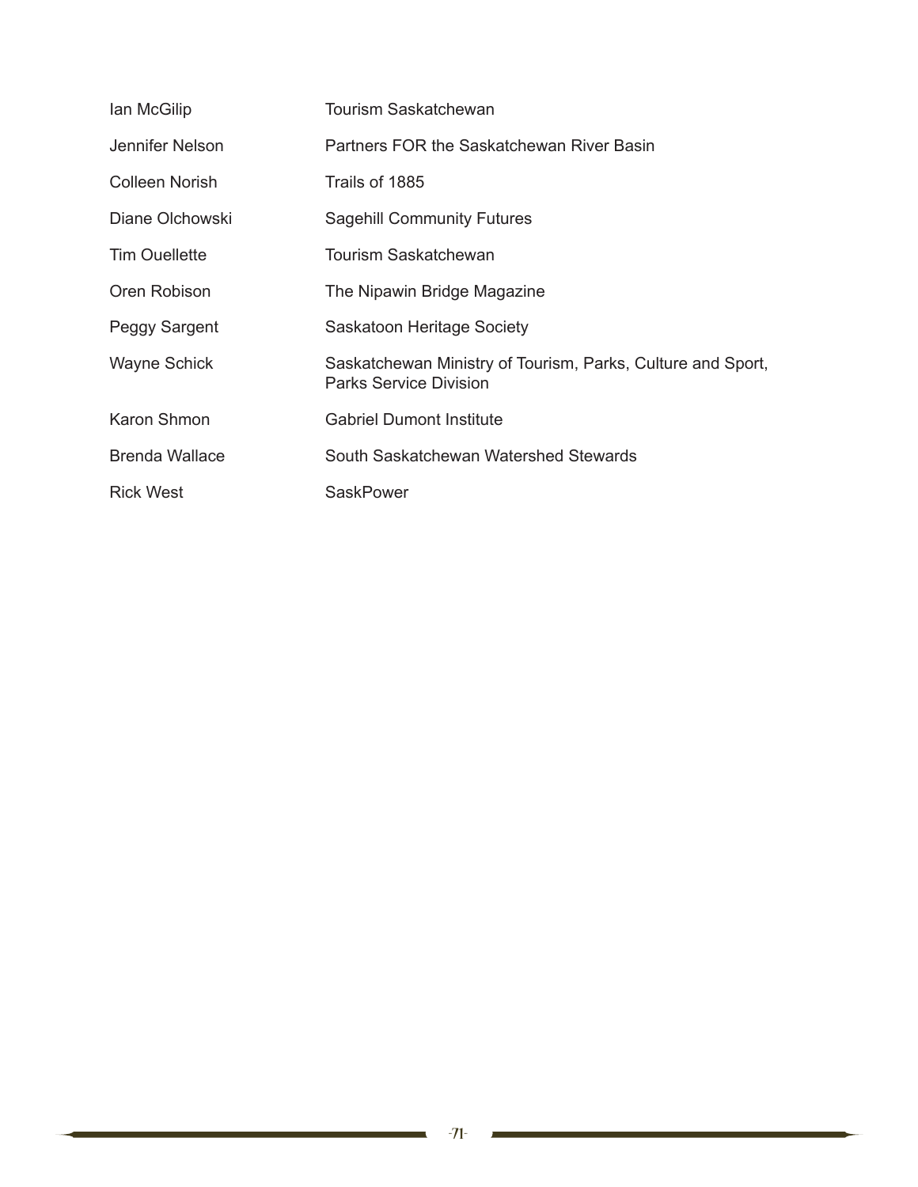| | |
|---|---|
| Ian McGilip | Tourism Saskatchewan |
| Jennifer Nelson | Partners FOR the Saskatchewan River Basin |
| Colleen Norish | Trails of 1885 |
| Diane Olchowski | Sagehill Community Futures |
| Tim Ouellette | Tourism Saskatchewan |
| Oren Robison | The Nipawin Bridge Magazine |
| Peggy Sargent | Saskatoon Heritage Society |
| Wayne Schick | Saskatchewan Ministry of Tourism, Parks, Culture and Sport, Parks Service Division |
| Karon Shmon | Gabriel Dumont Institute |
| Brenda Wallace | South Saskatchewan Watershed Stewards |
| Rick West | SaskPower |